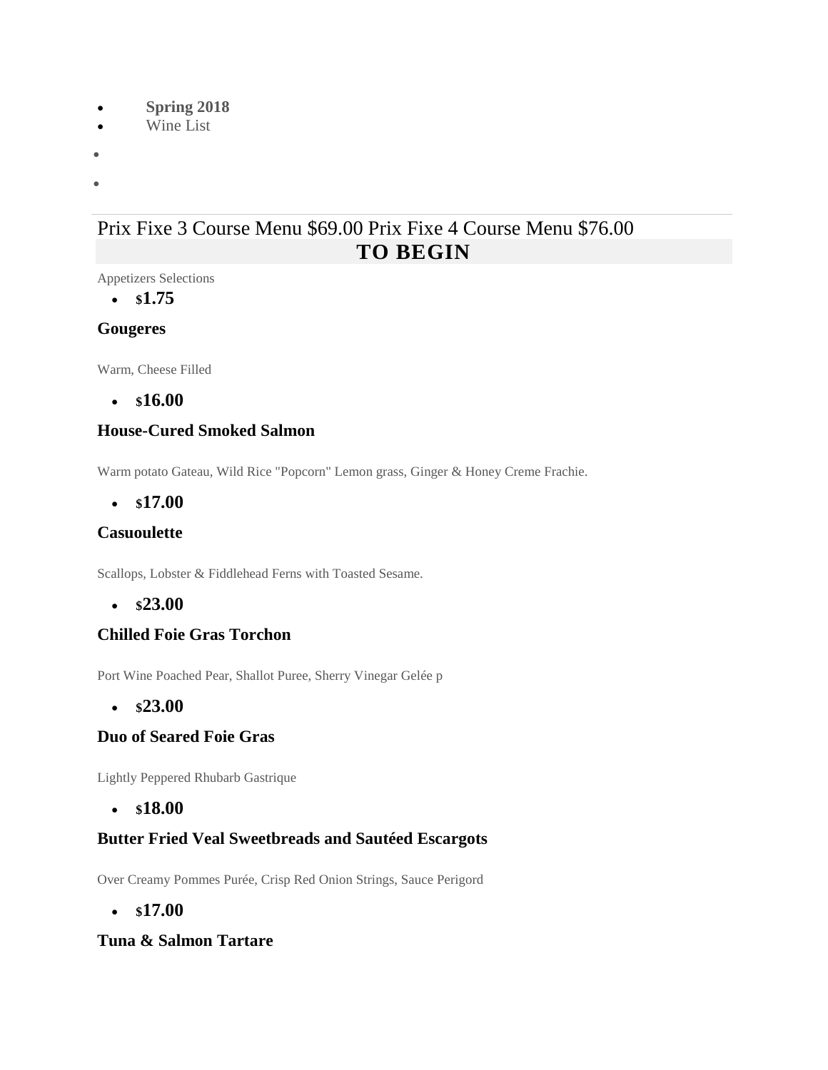- **Spring 2018**
- Wine List

Prix Fixe 3 Course Menu $69.00 Prix Fixe 4 Course Menu $76.00

## TO BEGIN

Appetizers Selections

- $**1.75**

### Gougeres

Warm, Cheese Filled

- $**16.00**

### House-Cured Smoked Salmon

Warm potato Gateau, Wild Rice "Popcorn" Lemon grass, Ginger & Honey Creme Frachie.

- $**17.00**

### Casuoulette

Scallops, Lobster & Fiddlehead Ferns with Toasted Sesame.

- $**23.00**

### Chilled Foie Gras Torchon

Port Wine Poached Pear, Shallot Puree, Sherry Vinegar Gelée p

- $**23.00**

### Duo of Seared Foie Gras

Lightly Peppered Rhubarb Gastrique

- $**18.00**

### Butter Fried Veal Sweetbreads and Sautéed Escargots

Over Creamy Pommes Purée, Crisp Red Onion Strings, Sauce Perigord

- $**17.00**

### Tuna & Salmon Tartare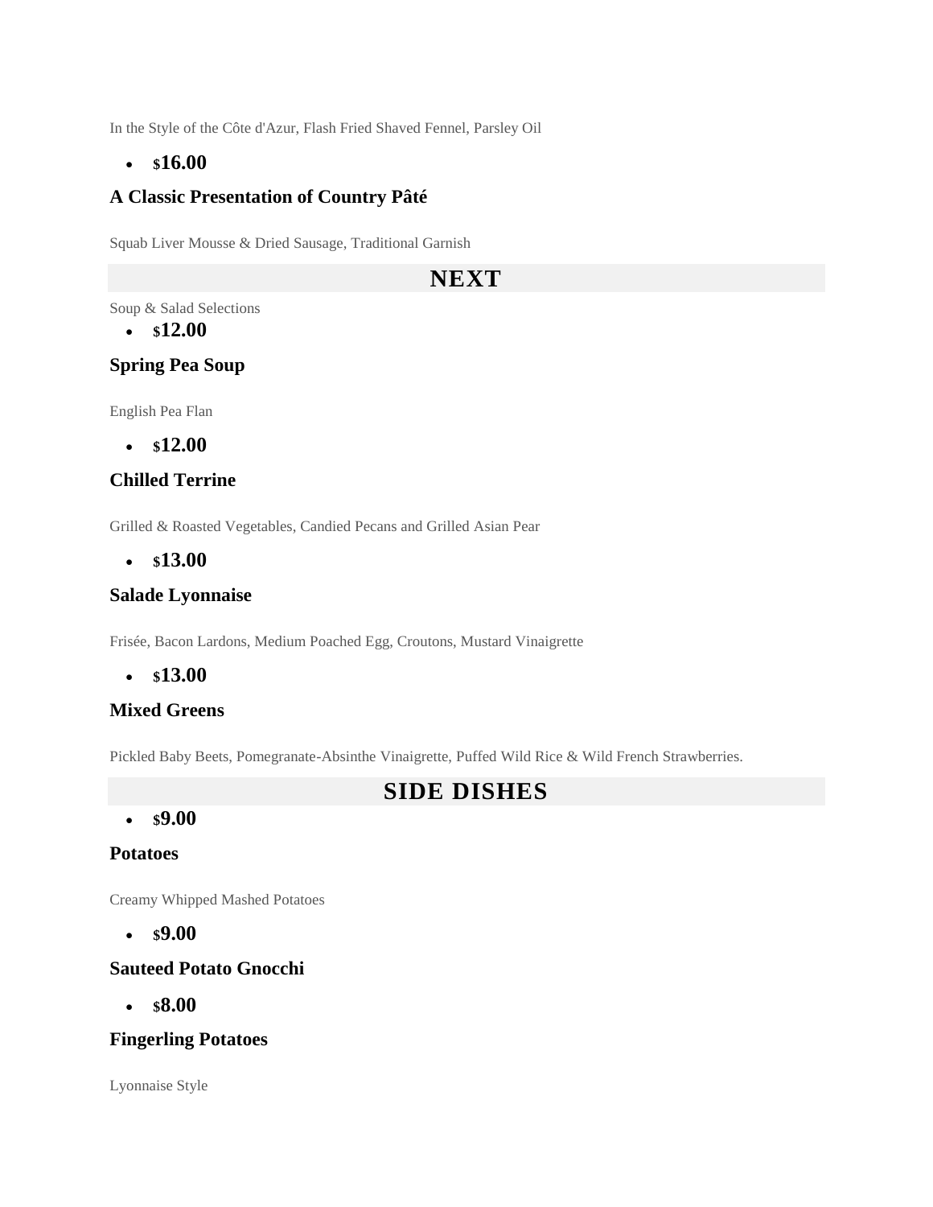In the Style of the Côte d'Azur, Flash Fried Shaved Fennel, Parsley Oil

- **$16.00**

### A Classic Presentation of Country Pâté

Squab Liver Mousse & Dried Sausage, Traditional Garnish

## NEXT

Soup & Salad Selections

- **$12.00**

### Spring Pea Soup

English Pea Flan

- **$12.00**

### Chilled Terrine

Grilled & Roasted Vegetables, Candied Pecans and Grilled Asian Pear

- **$13.00**

### Salade Lyonnaise

Frisée, Bacon Lardons, Medium Poached Egg, Croutons, Mustard Vinaigrette

- **$13.00**

### Mixed Greens

Pickled Baby Beets, Pomegranate-Absinthe Vinaigrette, Puffed Wild Rice & Wild French Strawberries.

## SIDE DISHES

- **$9.00**

### Potatoes

Creamy Whipped Mashed Potatoes

- **$9.00**

### Sauteed Potato Gnocchi

- **$8.00**

### Fingerling Potatoes

Lyonnaise Style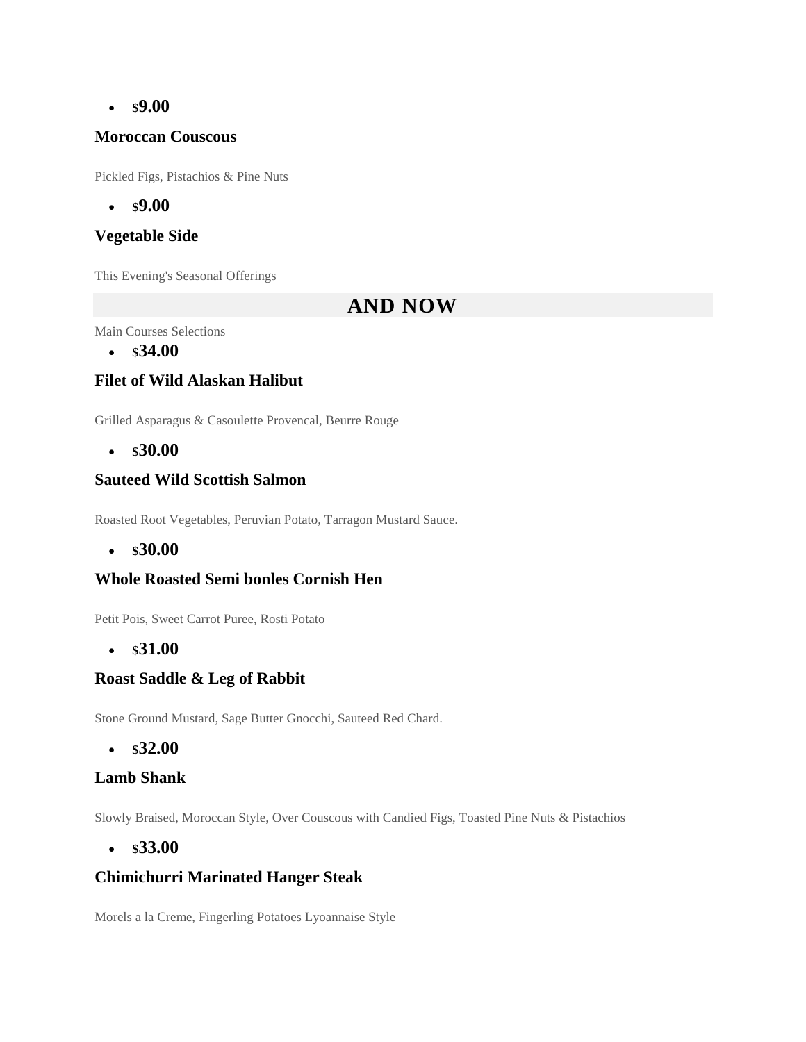- $9.00

### Moroccan Couscous

Pickled Figs, Pistachios & Pine Nuts

- $9.00

### Vegetable Side

This Evening's Seasonal Offerings

## AND NOW

Main Courses Selections

- $34.00

### Filet of Wild Alaskan Halibut

Grilled Asparagus & Casoulette Provencal, Beurre Rouge

- $30.00

### Sauteed Wild Scottish Salmon

Roasted Root Vegetables, Peruvian Potato, Tarragon Mustard Sauce.

- $30.00

### Whole Roasted Semi bonles Cornish Hen

Petit Pois, Sweet Carrot Puree, Rosti Potato

- $31.00

### Roast Saddle & Leg of Rabbit

Stone Ground Mustard, Sage Butter Gnocchi, Sauteed Red Chard.

- $32.00

### Lamb Shank

Slowly Braised, Moroccan Style, Over Couscous with Candied Figs, Toasted Pine Nuts & Pistachios

- $33.00

### Chimichurri Marinated Hanger Steak

Morels a la Creme, Fingerling Potatoes Lyoannaise Style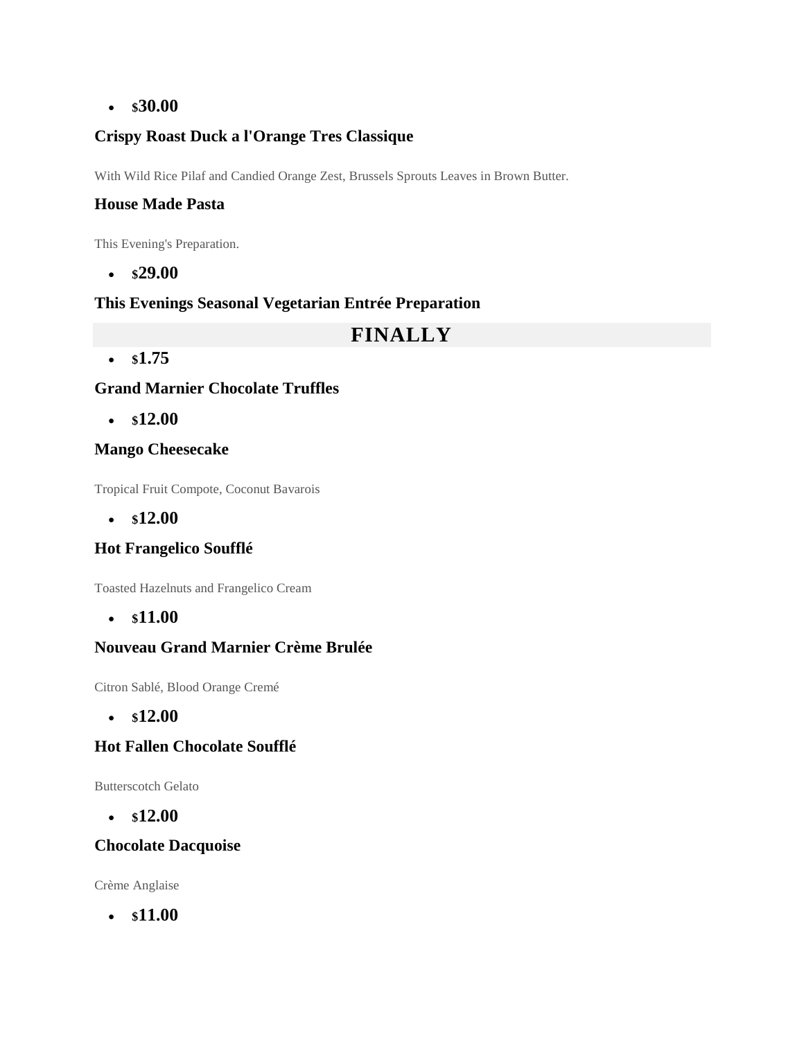- $30.00

### Crispy Roast Duck a l'Orange Tres Classique

With Wild Rice Pilaf and Candied Orange Zest, Brussels Sprouts Leaves in Brown Butter.

### House Made Pasta

This Evening's Preparation.

- $29.00

### This Evenings Seasonal Vegetarian Entrée Preparation

## FINALLY

- $1.75

### Grand Marnier Chocolate Truffles

- $12.00

### Mango Cheesecake

Tropical Fruit Compote, Coconut Bavarois

- $12.00

### Hot Frangelico Soufflé

Toasted Hazelnuts and Frangelico Cream

- $11.00

### Nouveau Grand Marnier Crème Brulée

Citron Sablé, Blood Orange Cremé

- $12.00

### Hot Fallen Chocolate Soufflé

Butterscotch Gelato

- $12.00

### Chocolate Dacquoise

Crème Anglaise

- $11.00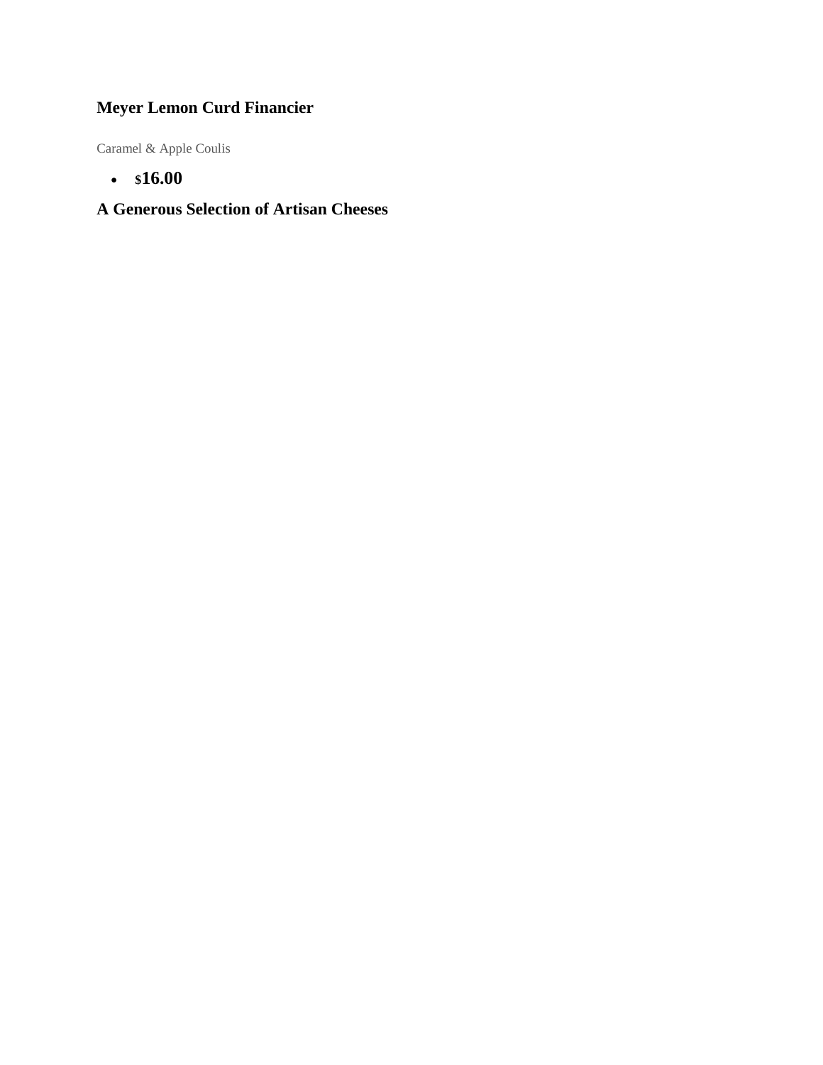### Meyer Lemon Curd Financier

Caramel & Apple Coulis

- $16.00

### A Generous Selection of Artisan Cheeses